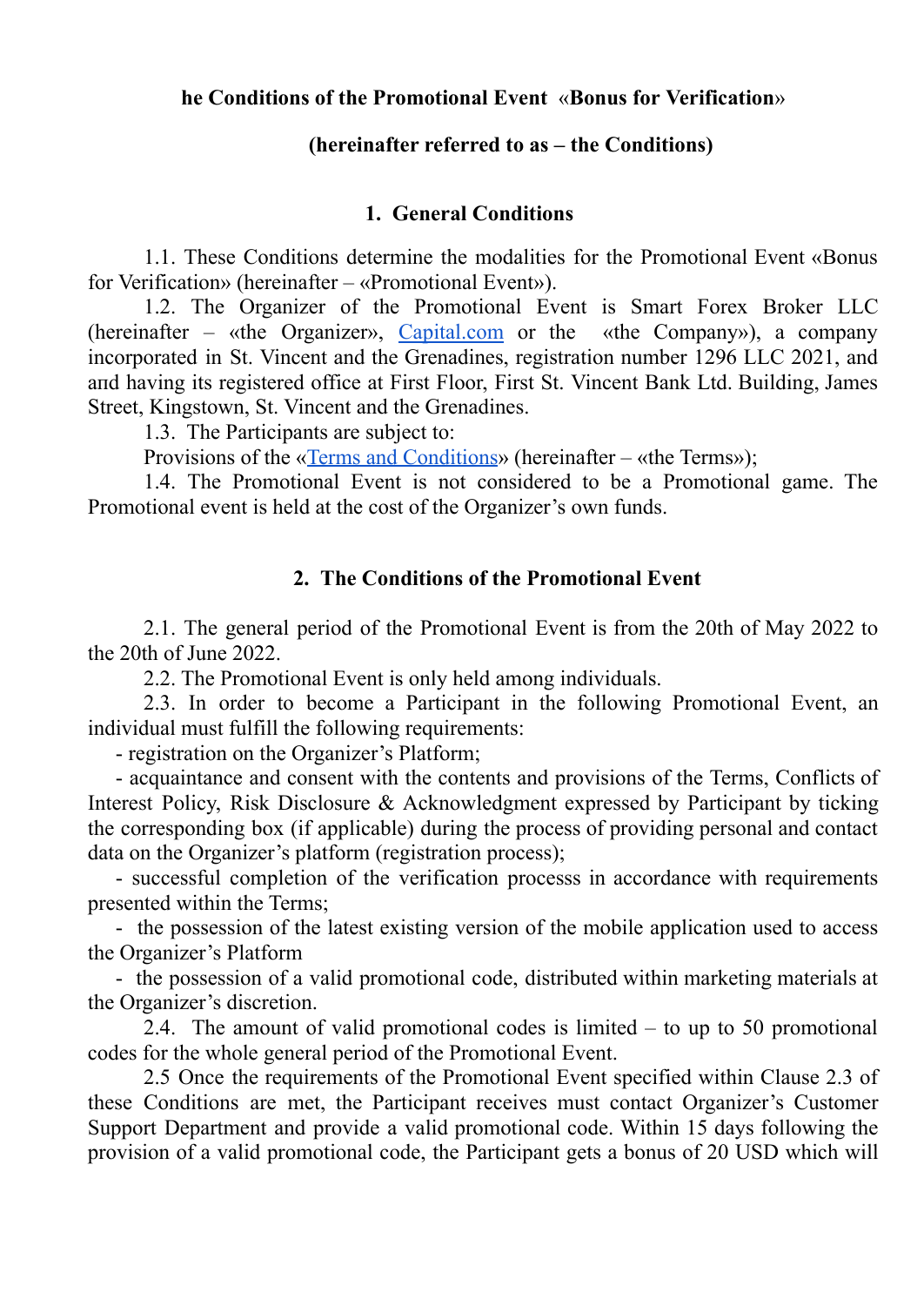**he Conditions of the Promotional Event «Bonus for Verification»**

**(hereinafter referred to as – the Conditions)**

## 1. General Conditions

1.1. These Conditions determine the modalities for the Promotional Event «Bonus for Verification» (hereinafter – «Promotional Event»).

1.2. The Organizer of the Promotional Event is Smart Forex Broker LLC (hereinafter – «the Organizer», [Capital.com]() or the «the Company»), a company incorporated in St. Vincent and the Grenadines, registration number 1296 LLC 2021, and aпd having its registered office at First Floor, First St. Vincent Bank Ltd. Building, James Street, Kingstown, St. Vincent and the Grenadines.

1.3. The Participants are subject to:

Provisions of the «[Terms and Conditions]()» (hereinafter – «the Terms»);

1.4. The Promotional Event is not considered to be a Promotional game. The Promotional event is held at the cost of the Organizer's own funds.

## 2. The Conditions of the Promotional Event

2.1. The general period of the Promotional Event is from the 20th of May 2022 to the 20th of June 2022.

2.2. The Promotional Event is only held among individuals.

2.3. In order to become a Participant in the following Promotional Event, an individual must fulfill the following requirements:

- registration on the Organizer's Platform;
- acquaintance and consent with the contents and provisions of the Terms, Conflicts of Interest Policy, Risk Disclosure & Acknowledgment expressed by Participant by ticking the corresponding box (if applicable) during the process of providing personal and contact data on the Organizer's platform (registration process);
- successful completion of the verification processs in accordance with requirements presented within the Terms;
- the possession of the latest existing version of the mobile application used to access the Organizer's Platform
- the possession of a valid promotional code, distributed within marketing materials at the Organizer's discretion.

2.4. The amount of valid promotional codes is limited – to up to 50 promotional codes for the whole general period of the Promotional Event.

2.5 Once the requirements of the Promotional Event specified within Clause 2.3 of these Conditions are met, the Participant receives must contact Organizer's Customer Support Department and provide a valid promotional code. Within 15 days following the provision of a valid promotional code, the Participant gets a bonus of 20 USD which will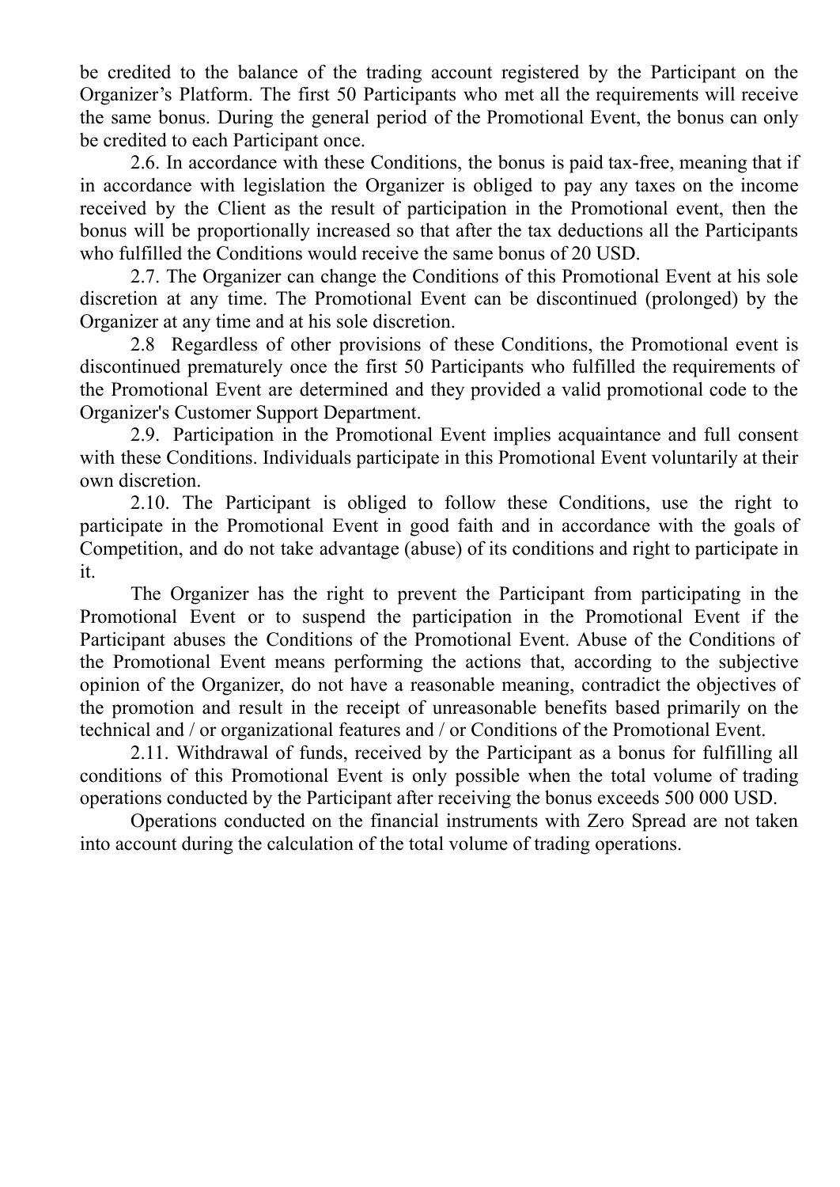be credited to the balance of the trading account registered by the Participant on the Organizer's Platform. The first 50 Participants who met all the requirements will receive the same bonus. During the general period of the Promotional Event, the bonus can only be credited to each Participant once.

2.6. In accordance with these Conditions, the bonus is paid tax-free, meaning that if in accordance with legislation the Organizer is obliged to pay any taxes on the income received by the Client as the result of participation in the Promotional event, then the bonus will be proportionally increased so that after the tax deductions all the Participants who fulfilled the Conditions would receive the same bonus of 20 USD.

2.7. The Organizer can change the Conditions of this Promotional Event at his sole discretion at any time. The Promotional Event can be discontinued (prolonged) by the Organizer at any time and at his sole discretion.

2.8 Regardless of other provisions of these Conditions, the Promotional event is discontinued prematurely once the first 50 Participants who fulfilled the requirements of the Promotional Event are determined and they provided a valid promotional code to the Organizer's Customer Support Department.

2.9. Participation in the Promotional Event implies acquaintance and full consent with these Conditions. Individuals participate in this Promotional Event voluntarily at their own discretion.

2.10. The Participant is obliged to follow these Conditions, use the right to participate in the Promotional Event in good faith and in accordance with the goals of Competition, and do not take advantage (abuse) of its conditions and right to participate in it.

The Organizer has the right to prevent the Participant from participating in the Promotional Event or to suspend the participation in the Promotional Event if the Participant abuses the Conditions of the Promotional Event. Abuse of the Conditions of the Promotional Event means performing the actions that, according to the subjective opinion of the Organizer, do not have a reasonable meaning, contradict the objectives of the promotion and result in the receipt of unreasonable benefits based primarily on the technical and / or organizational features and / or Conditions of the Promotional Event.

2.11. Withdrawal of funds, received by the Participant as a bonus for fulfilling all conditions of this Promotional Event is only possible when the total volume of trading operations conducted by the Participant after receiving the bonus exceeds 500 000 USD.

Operations conducted on the financial instruments with Zero Spread are not taken into account during the calculation of the total volume of trading operations.